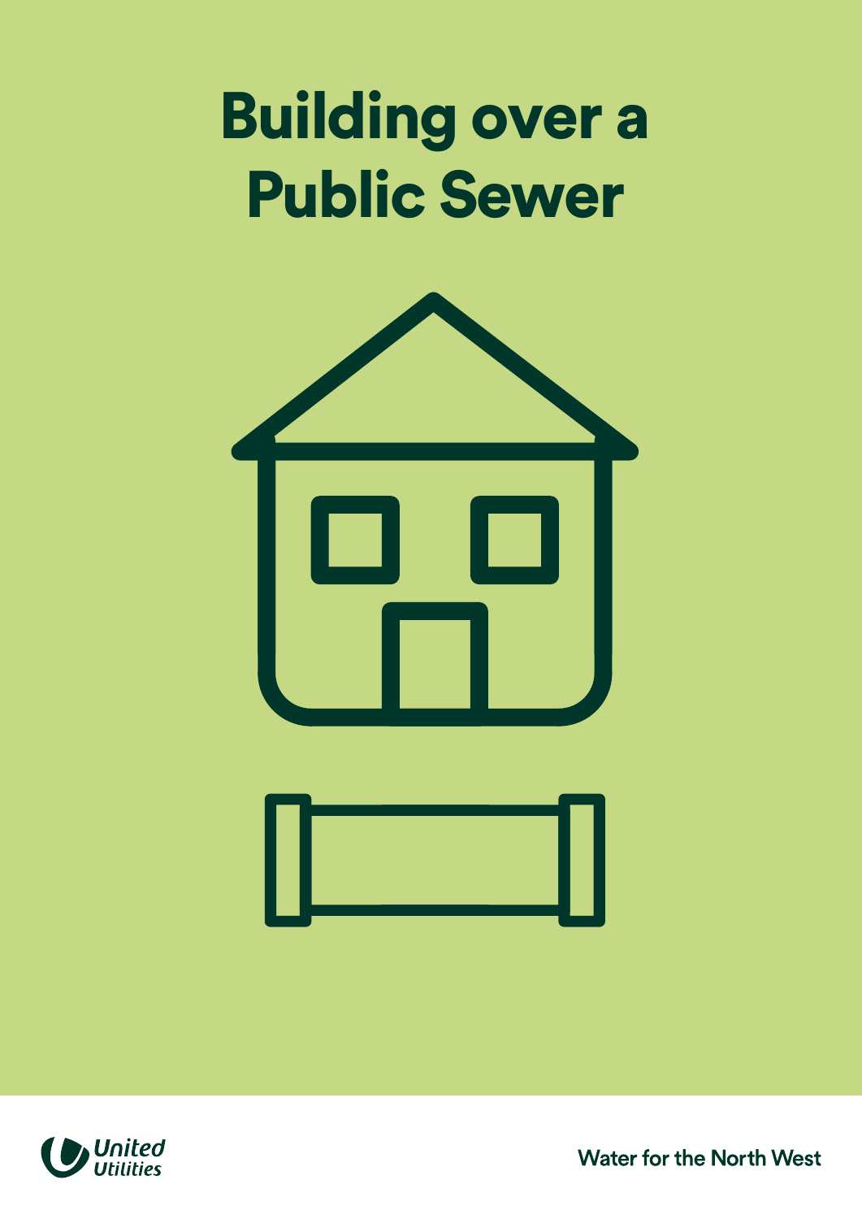# Building over a Public Sewer

United Utilities

Water for the North West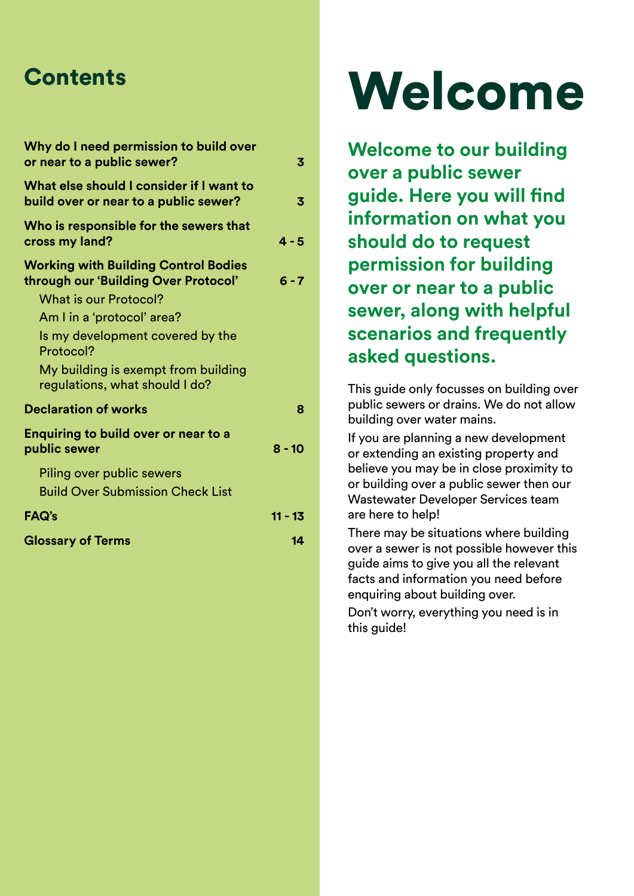## Contents

| | |
|---|---|
| **Why do I need permission to build over or near to a public sewer?** | **3** |
| **What else should I consider if I want to build over or near to a public sewer?** | **3** |
| **Who is responsible for the sewers that cross my land?** | **4 - 5** |
| **Working with Building Control Bodies through our 'Building Over Protocol'** | **6 - 7** |
| What is our Protocol? | |
| Am I in a 'protocol' area? | |
| Is my development covered by the Protocol? | |
| My building is exempt from building regulations, what should I do? | |
| **Declaration of works** | **8** |
| **Enquiring to build over or near to a public sewer** | **8 - 10** |
| Piling over public sewers | |
| Build Over Submission Check List | |
| **FAQ's** | **11 - 13** |
| **Glossary of Terms** | **14** |

# Welcome

**Welcome to our building over a public sewer guide. Here you will find information on what you should do to request permission for building over or near to a public sewer, along with helpful scenarios and frequently asked questions.**

This guide only focusses on building over public sewers or drains. We do not allow building over water mains.

If you are planning a new development or extending an existing property and believe you may be in close proximity to or building over a public sewer then our Wastewater Developer Services team are here to help!

There may be situations where building over a sewer is not possible however this guide aims to give you all the relevant facts and information you need before enquiring about building over.

Don't worry, everything you need is in this guide!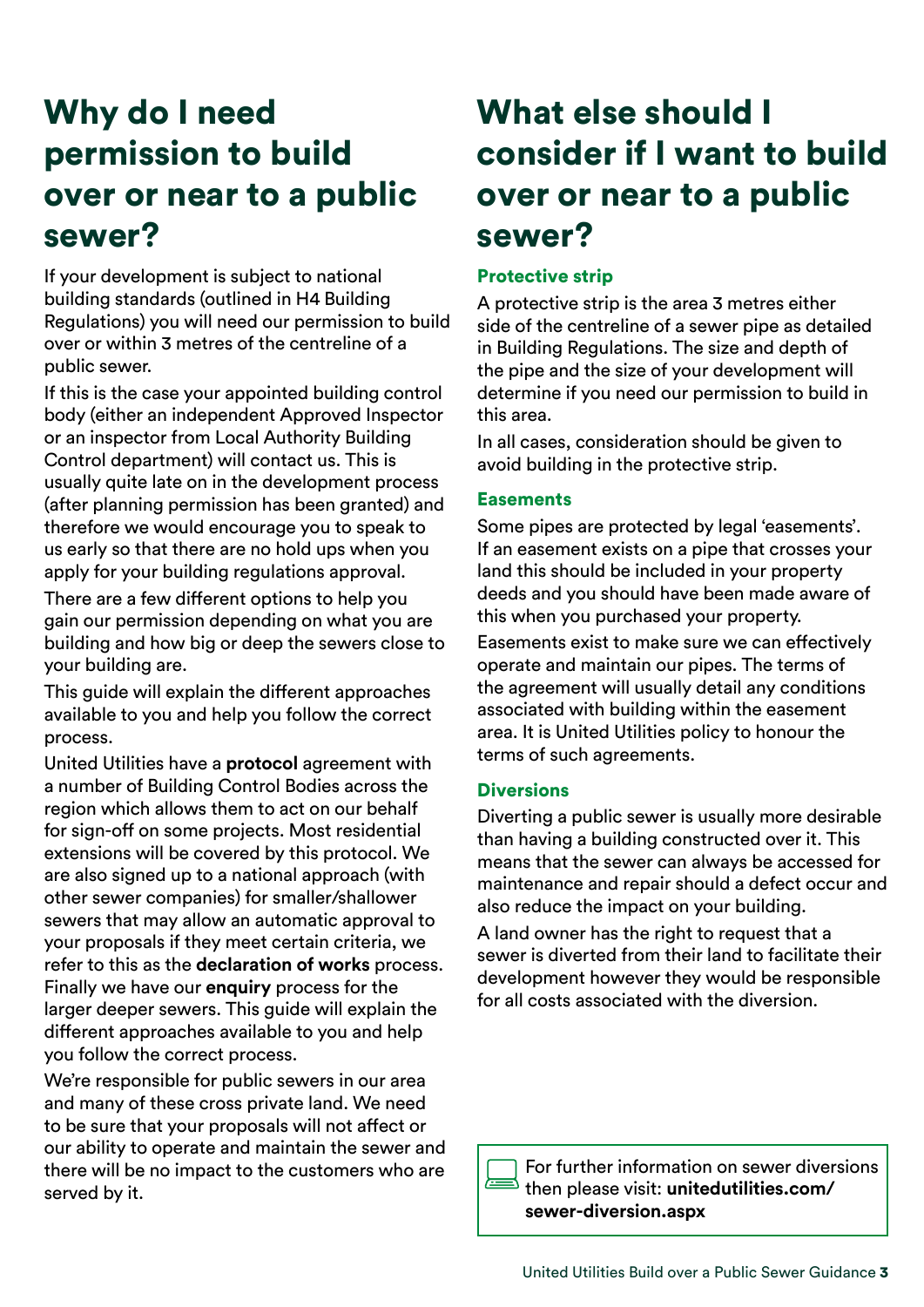## Why do I need permission to build over or near to a public sewer?

If your development is subject to national building standards (outlined in H4 Building Regulations) you will need our permission to build over or within 3 metres of the centreline of a public sewer.

If this is the case your appointed building control body (either an independent Approved Inspector or an inspector from Local Authority Building Control department) will contact us. This is usually quite late on in the development process (after planning permission has been granted) and therefore we would encourage you to speak to us early so that there are no hold ups when you apply for your building regulations approval.

There are a few different options to help you gain our permission depending on what you are building and how big or deep the sewers close to your building are.

This guide will explain the different approaches available to you and help you follow the correct process.

United Utilities have a **protocol** agreement with a number of Building Control Bodies across the region which allows them to act on our behalf for sign-off on some projects. Most residential extensions will be covered by this protocol. We are also signed up to a national approach (with other sewer companies) for smaller/shallower sewers that may allow an automatic approval to your proposals if they meet certain criteria, we refer to this as the **declaration of works** process. Finally we have our **enquiry** process for the larger deeper sewers. This guide will explain the different approaches available to you and help you follow the correct process.

We're responsible for public sewers in our area and many of these cross private land. We need to be sure that your proposals will not affect or our ability to operate and maintain the sewer and there will be no impact to the customers who are served by it.

## What else should I consider if I want to build over or near to a public sewer?

### Protective strip

A protective strip is the area 3 metres either side of the centreline of a sewer pipe as detailed in Building Regulations. The size and depth of the pipe and the size of your development will determine if you need our permission to build in this area.

In all cases, consideration should be given to avoid building in the protective strip.

### Easements

Some pipes are protected by legal 'easements'. If an easement exists on a pipe that crosses your land this should be included in your property deeds and you should have been made aware of this when you purchased your property.

Easements exist to make sure we can effectively operate and maintain our pipes. The terms of the agreement will usually detail any conditions associated with building within the easement area. It is United Utilities policy to honour the terms of such agreements.

### Diversions

Diverting a public sewer is usually more desirable than having a building constructed over it. This means that the sewer can always be accessed for maintenance and repair should a defect occur and also reduce the impact on your building.

A land owner has the right to request that a sewer is diverted from their land to facilitate their development however they would be responsible for all costs associated with the diversion.

For further information on sewer diversions then please visit: **unitedutilities.com/sewer-diversion.aspx**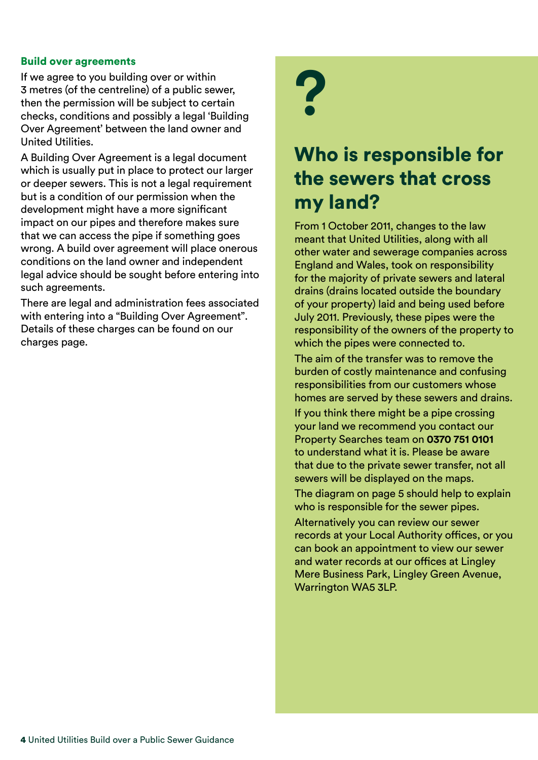### Build over agreements

If we agree to you building over or within 3 metres (of the centreline) of a public sewer, then the permission will be subject to certain checks, conditions and possibly a legal 'Building Over Agreement' between the land owner and United Utilities.

A Building Over Agreement is a legal document which is usually put in place to protect our larger or deeper sewers. This is not a legal requirement but is a condition of our permission when the development might have a more significant impact on our pipes and therefore makes sure that we can access the pipe if something goes wrong. A build over agreement will place onerous conditions on the land owner and independent legal advice should be sought before entering into such agreements.

There are legal and administration fees associated with entering into a "Building Over Agreement". Details of these charges can be found on our charges page.

## ?

## Who is responsible for the sewers that cross my land?

From 1 October 2011, changes to the law meant that United Utilities, along with all other water and sewerage companies across England and Wales, took on responsibility for the majority of private sewers and lateral drains (drains located outside the boundary of your property) laid and being used before July 2011. Previously, these pipes were the responsibility of the owners of the property to which the pipes were connected to.

The aim of the transfer was to remove the burden of costly maintenance and confusing responsibilities from our customers whose homes are served by these sewers and drains.

If you think there might be a pipe crossing your land we recommend you contact our Property Searches team on **0370 751 0101** to understand what it is. Please be aware that due to the private sewer transfer, not all sewers will be displayed on the maps.

The diagram on page 5 should help to explain who is responsible for the sewer pipes.

Alternatively you can review our sewer records at your Local Authority offices, or you can book an appointment to view our sewer and water records at our offices at Lingley Mere Business Park, Lingley Green Avenue, Warrington WA5 3LP.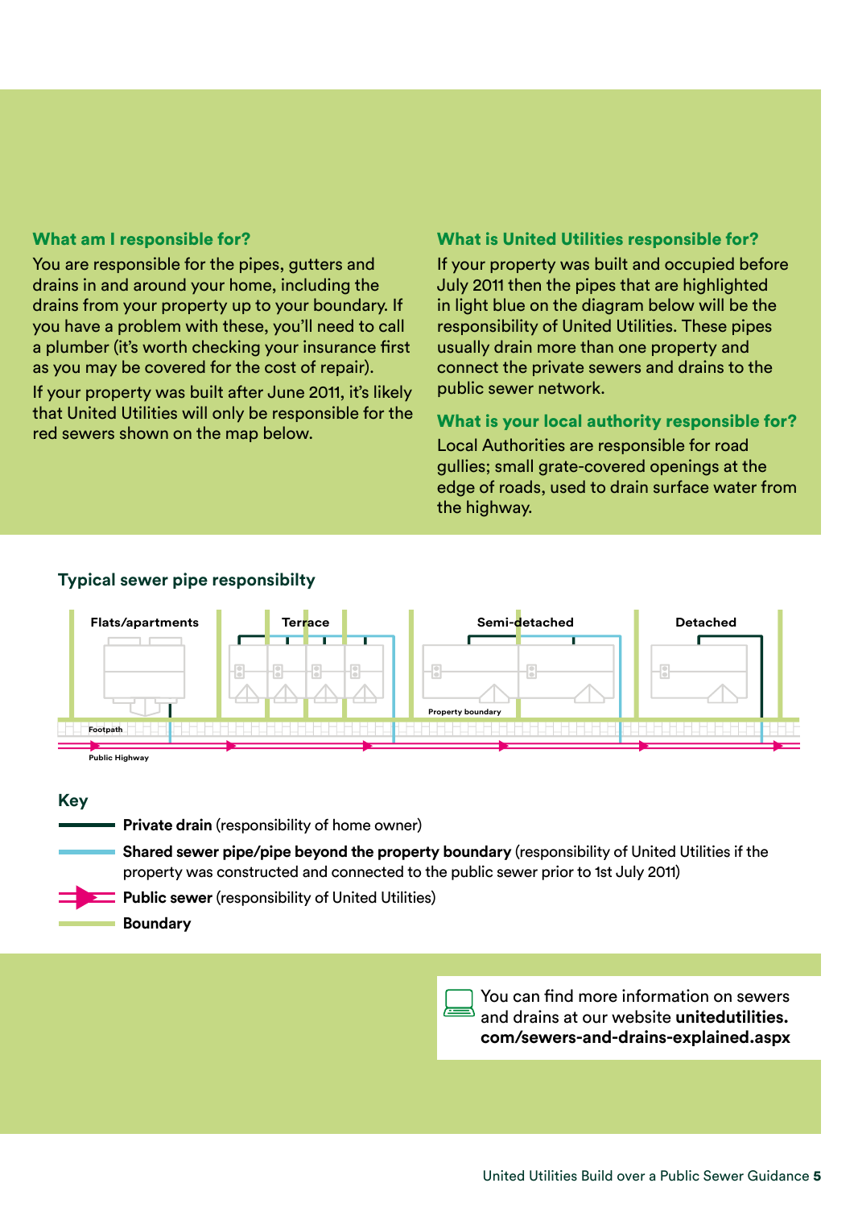## What am I responsible for?

You are responsible for the pipes, gutters and drains in and around your home, including the drains from your property up to your boundary. If you have a problem with these, you'll need to call a plumber (it's worth checking your insurance first as you may be covered for the cost of repair).

If your property was built after June 2011, it's likely that United Utilities will only be responsible for the red sewers shown on the map below.

## What is United Utilities responsible for?

If your property was built and occupied before July 2011 then the pipes that are highlighted in light blue on the diagram below will be the responsibility of United Utilities. These pipes usually drain more than one property and connect the private sewers and drains to the public sewer network.

## What is your local authority responsible for?

Local Authorities are responsible for road gullies; small grate-covered openings at the edge of roads, used to drain surface water from the highway.

## Typical sewer pipe responsibilty

Flats/apartments

Terrace

Semi-detached

Detached

Property boundary

Footpath

Public Highway

### Key

**Private drain** (responsibility of home owner)

**Shared sewer pipe/pipe beyond the property boundary** (responsibility of United Utilities if the property was constructed and connected to the public sewer prior to 1st July 2011)

**Public sewer** (responsibility of United Utilities)

**Boundary**

You can find more information on sewers and drains at our website **unitedutilities.com/sewers-and-drains-explained.aspx**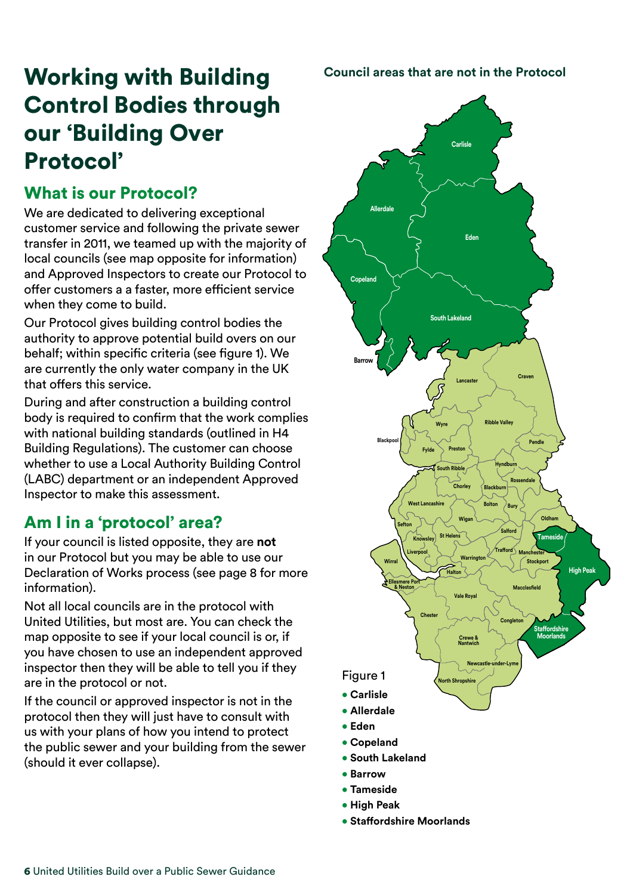# Working with Building Control Bodies through our 'Building Over Protocol'

## What is our Protocol?

We are dedicated to delivering exceptional customer service and following the private sewer transfer in 2011, we teamed up with the majority of local councils (see map opposite for information) and Approved Inspectors to create our Protocol to offer customers a a faster, more efficient service when they come to build.

Our Protocol gives building control bodies the authority to approve potential build overs on our behalf; within specific criteria (see figure 1). We are currently the only water company in the UK that offers this service.

During and after construction a building control body is required to confirm that the work complies with national building standards (outlined in H4 Building Regulations). The customer can choose whether to use a Local Authority Building Control (LABC) department or an independent Approved Inspector to make this assessment.

## Am I in a 'protocol' area?

If your council is listed opposite, they are **not** in our Protocol but you may be able to use our Declaration of Works process (see page 8 for more information).

Not all local councils are in the protocol with United Utilities, but most are. You can check the map opposite to see if your local council is or, if you have chosen to use an independent approved inspector then they will be able to tell you if they are in the protocol or not.

If the council or approved inspector is not in the protocol then they will just have to consult with us with your plans of how you intend to protect the public sewer and your building from the sewer (should it ever collapse).

**Council areas that are not in the Protocol**

Figure 1

- **Carlisle**
- **Allerdale**
- **Eden**
- **Copeland**
- **South Lakeland**
- **Barrow**
- **Tameside**
- **High Peak**
- **Staffordshire Moorlands**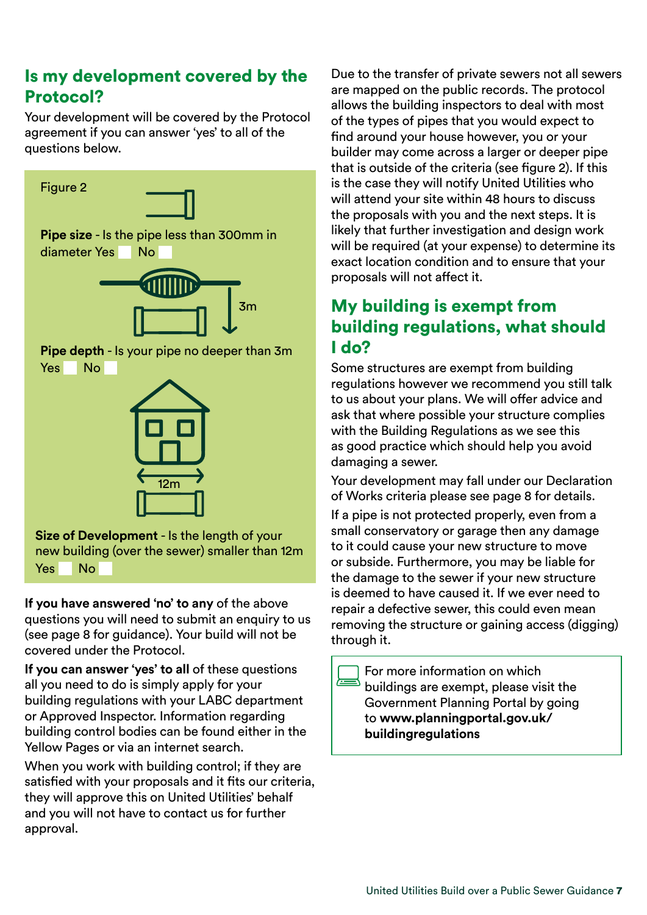## Is my development covered by the Protocol?

Your development will be covered by the Protocol agreement if you can answer 'yes' to all of the questions below.

Figure 2

**Pipe size** - Is the pipe less than 300mm in diameter Yes No

3m

**Pipe depth** - Is your pipe no deeper than 3m Yes No

12m

**Size of Development** - Is the length of your new building (over the sewer) smaller than 12m Yes No

**If you have answered 'no' to any** of the above questions you will need to submit an enquiry to us (see page 8 for guidance). Your build will not be covered under the Protocol.

**If you can answer 'yes' to all** of these questions all you need to do is simply apply for your building regulations with your LABC department or Approved Inspector. Information regarding building control bodies can be found either in the Yellow Pages or via an internet search.

When you work with building control; if they are satisfied with your proposals and it fits our criteria, they will approve this on United Utilities' behalf and you will not have to contact us for further approval.

Due to the transfer of private sewers not all sewers are mapped on the public records. The protocol allows the building inspectors to deal with most of the types of pipes that you would expect to find around your house however, you or your builder may come across a larger or deeper pipe that is outside of the criteria (see figure 2). If this is the case they will notify United Utilities who will attend your site within 48 hours to discuss the proposals with you and the next steps. It is likely that further investigation and design work will be required (at your expense) to determine its exact location condition and to ensure that your proposals will not affect it.

## My building is exempt from building regulations, what should I do?

Some structures are exempt from building regulations however we recommend you still talk to us about your plans. We will offer advice and ask that where possible your structure complies with the Building Regulations as we see this as good practice which should help you avoid damaging a sewer.

Your development may fall under our Declaration of Works criteria please see page 8 for details.

If a pipe is not protected properly, even from a small conservatory or garage then any damage to it could cause your new structure to move or subside. Furthermore, you may be liable for the damage to the sewer if your new structure is deemed to have caused it. If we ever need to repair a defective sewer, this could even mean removing the structure or gaining access (digging) through it.

For more information on which buildings are exempt, please visit the Government Planning Portal by going to **www.planningportal.gov.uk/buildingregulations**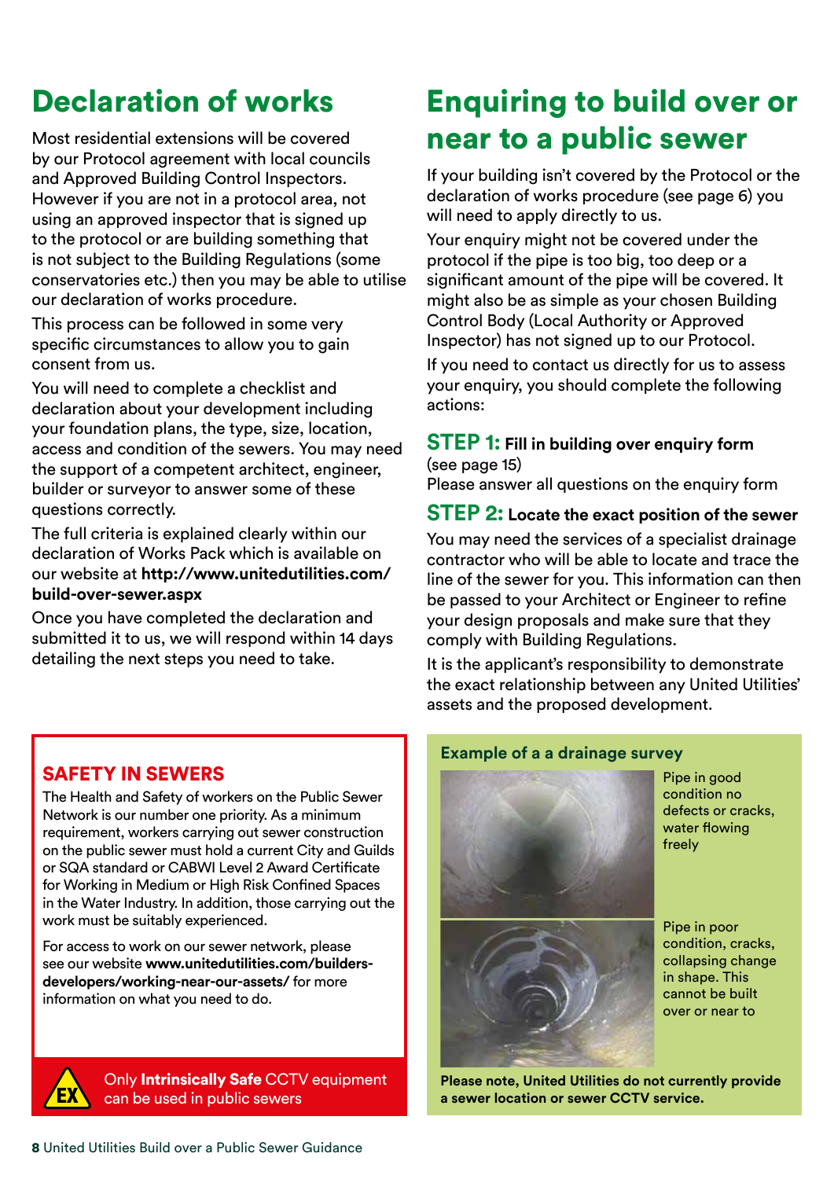# Declaration of works

Most residential extensions will be covered by our Protocol agreement with local councils and Approved Building Control Inspectors. However if you are not in a protocol area, not using an approved inspector that is signed up to the protocol or are building something that is not subject to the Building Regulations (some conservatories etc.) then you may be able to utilise our declaration of works procedure.

This process can be followed in some very specific circumstances to allow you to gain consent from us.

You will need to complete a checklist and declaration about your development including your foundation plans, the type, size, location, access and condition of the sewers. You may need the support of a competent architect, engineer, builder or surveyor to answer some of these questions correctly.

The full criteria is explained clearly within our declaration of Works Pack which is available on our website at **http://www.unitedutilities.com/build-over-sewer.aspx**

Once you have completed the declaration and submitted it to us, we will respond within 14 days detailing the next steps you need to take.

## SAFETY IN SEWERS

The Health and Safety of workers on the Public Sewer Network is our number one priority. As a minimum requirement, workers carrying out sewer construction on the public sewer must hold a current City and Guilds or SQA standard or CABWI Level 2 Award Certificate for Working in Medium or High Risk Confined Spaces in the Water Industry. In addition, those carrying out the work must be suitably experienced.

For access to work on our sewer network, please see our website **www.unitedutilities.com/builders-developers/working-near-our-assets/** for more information on what you need to do.

EX Only **Intrinsically Safe** CCTV equipment can be used in public sewers

# Enquiring to build over or near to a public sewer

If your building isn't covered by the Protocol or the declaration of works procedure (see page 6) you will need to apply directly to us.

Your enquiry might not be covered under the protocol if the pipe is too big, too deep or a significant amount of the pipe will be covered. It might also be as simple as your chosen Building Control Body (Local Authority or Approved Inspector) has not signed up to our Protocol.

If you need to contact us directly for us to assess your enquiry, you should complete the following actions:

### STEP 1: Fill in building over enquiry form

(see page 15)
Please answer all questions on the enquiry form

### STEP 2: Locate the exact position of the sewer

You may need the services of a specialist drainage contractor who will be able to locate and trace the line of the sewer for you. This information can then be passed to your Architect or Engineer to refine your design proposals and make sure that they comply with Building Regulations.

It is the applicant's responsibility to demonstrate the exact relationship between any United Utilities' assets and the proposed development.

**Example of a a drainage survey**

Pipe in good condition no defects or cracks, water flowing freely

Pipe in poor condition, cracks, collapsing change in shape. This cannot be built over or near to

**Please note, United Utilities do not currently provide a sewer location or sewer CCTV service.**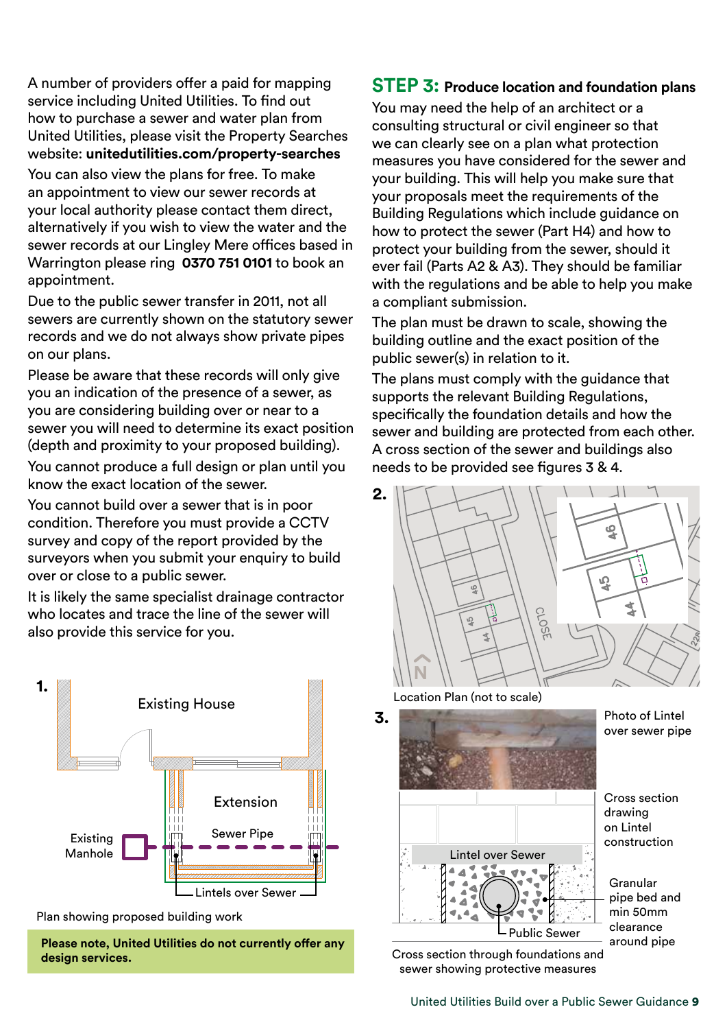A number of providers offer a paid for mapping service including United Utilities. To find out how to purchase a sewer and water plan from United Utilities, please visit the Property Searches website: **unitedutilities.com/property-searches**

You can also view the plans for free. To make an appointment to view our sewer records at your local authority please contact them direct, alternatively if you wish to view the water and the sewer records at our Lingley Mere offices based in Warrington please ring **0370 751 0101** to book an appointment.

Due to the public sewer transfer in 2011, not all sewers are currently shown on the statutory sewer records and we do not always show private pipes on our plans.

Please be aware that these records will only give you an indication of the presence of a sewer, as you are considering building over or near to a sewer you will need to determine its exact position (depth and proximity to your proposed building).

You cannot produce a full design or plan until you know the exact location of the sewer.

You cannot build over a sewer that is in poor condition. Therefore you must provide a CCTV survey and copy of the report provided by the surveyors when you submit your enquiry to build over or close to a public sewer.

It is likely the same specialist drainage contractor who locates and trace the line of the sewer will also provide this service for you.

**1.**

Existing House

Extension

Sewer Pipe

Existing Manhole

Lintels over Sewer

Plan showing proposed building work

**Please note, United Utilities do not currently offer any design services.**

## STEP 3: Produce location and foundation plans

You may need the help of an architect or a consulting structural or civil engineer so that we can clearly see on a plan what protection measures you have considered for the sewer and your building. This will help you make sure that your proposals meet the requirements of the Building Regulations which include guidance on how to protect the sewer (Part H4) and how to protect your building from the sewer, should it ever fail (Parts A2 & A3). They should be familiar with the regulations and be able to help you make a compliant submission.

The plan must be drawn to scale, showing the building outline and the exact position of the public sewer(s) in relation to it.

The plans must comply with the guidance that supports the relevant Building Regulations, specifically the foundation details and how the sewer and building are protected from each other. A cross section of the sewer and buildings also needs to be provided see figures 3 & 4.

**2.**

Location Plan (not to scale)

**3.**

Photo of Lintel over sewer pipe

Cross section drawing on Lintel construction

Lintel over Sewer

Public Sewer

Granular pipe bed and min 50mm clearance around pipe

Cross section through foundations and sewer showing protective measures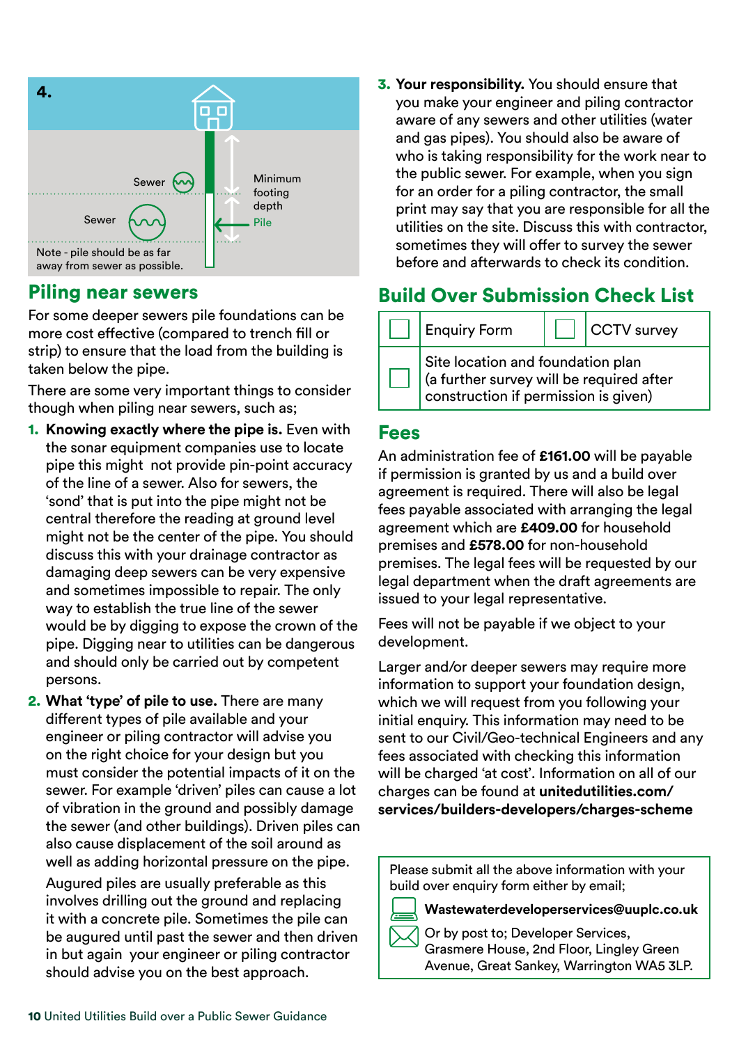4.

Sewer

Sewer

Minimum footing depth

Pile

Note - pile should be as far away from sewer as possible.

## Piling near sewers

For some deeper sewers pile foundations can be more cost effective (compared to trench fill or strip) to ensure that the load from the building is taken below the pipe.

There are some very important things to consider though when piling near sewers, such as;

1. **Knowing exactly where the pipe is.** Even with the sonar equipment companies use to locate pipe this might not provide pin-point accuracy of the line of a sewer. Also for sewers, the 'sond' that is put into the pipe might not be central therefore the reading at ground level might not be the center of the pipe. You should discuss this with your drainage contractor as damaging deep sewers can be very expensive and sometimes impossible to repair. The only way to establish the true line of the sewer would be by digging to expose the crown of the pipe. Digging near to utilities can be dangerous and should only be carried out by competent persons.
2. **What 'type' of pile to use.** There are many different types of pile available and your engineer or piling contractor will advise you on the right choice for your design but you must consider the potential impacts of it on the sewer. For example 'driven' piles can cause a lot of vibration in the ground and possibly damage the sewer (and other buildings). Driven piles can also cause displacement of the soil around as well as adding horizontal pressure on the pipe.

   Augured piles are usually preferable as this involves drilling out the ground and replacing it with a concrete pile. Sometimes the pile can be augured until past the sewer and then driven in but again your engineer or piling contractor should advise you on the best approach.
3. **Your responsibility.** You should ensure that you make your engineer and piling contractor aware of any sewers and other utilities (water and gas pipes). You should also be aware of who is taking responsibility for the work near to the public sewer. For example, when you sign for an order for a piling contractor, the small print may say that you are responsible for all the utilities on the site. Discuss this with contractor, sometimes they will offer to survey the sewer before and afterwards to check its condition.

## Build Over Submission Check List

| ☐ | Enquiry Form | ☐ | CCTV survey |
|---|---|---|---|
| ☐ | Site location and foundation plan (a further survey will be required after construction if permission is given) | | |

## Fees

An administration fee of **£161.00** will be payable if permission is granted by us and a build over agreement is required. There will also be legal fees payable associated with arranging the legal agreement which are **£409.00** for household premises and **£578.00** for non-household premises. The legal fees will be requested by our legal department when the draft agreements are issued to your legal representative.

Fees will not be payable if we object to your development.

Larger and/or deeper sewers may require more information to support your foundation design, which we will request from you following your initial enquiry. This information may need to be sent to our Civil/Geo-technical Engineers and any fees associated with checking this information will be charged 'at cost'. Information on all of our charges can be found at **unitedutilities.com/services/builders-developers/charges-scheme**

Please submit all the above information with your build over enquiry form either by email;

**Wastewaterdeveloperservices@uuplc.co.uk**

Or by post to; Developer Services, Grasmere House, 2nd Floor, Lingley Green Avenue, Great Sankey, Warrington WA5 3LP.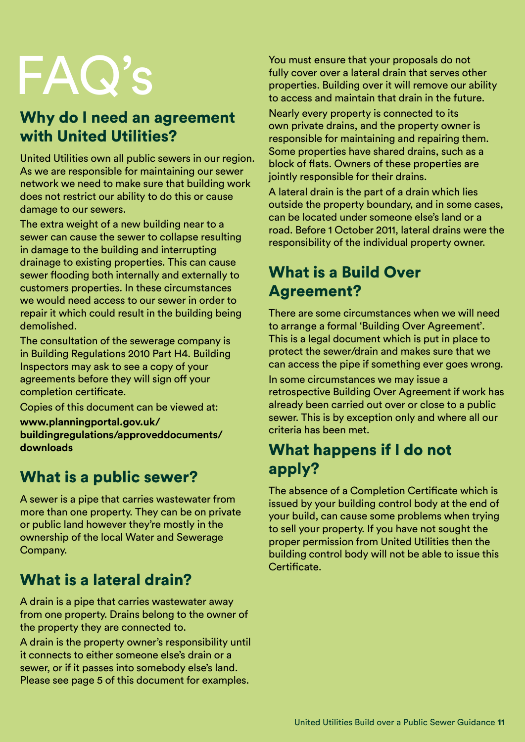# FAQ's

## Why do I need an agreement with United Utilities?

United Utilities own all public sewers in our region. As we are responsible for maintaining our sewer network we need to make sure that building work does not restrict our ability to do this or cause damage to our sewers.

The extra weight of a new building near to a sewer can cause the sewer to collapse resulting in damage to the building and interrupting drainage to existing properties. This can cause sewer flooding both internally and externally to customers properties. In these circumstances we would need access to our sewer in order to repair it which could result in the building being demolished.

The consultation of the sewerage company is in Building Regulations 2010 Part H4. Building Inspectors may ask to see a copy of your agreements before they will sign off your completion certificate.

Copies of this document can be viewed at:

**www.planningportal.gov.uk/buildingregulations/approveddocuments/downloads**

## What is a public sewer?

A sewer is a pipe that carries wastewater from more than one property. They can be on private or public land however they're mostly in the ownership of the local Water and Sewerage Company.

## What is a lateral drain?

A drain is a pipe that carries wastewater away from one property. Drains belong to the owner of the property they are connected to.

A drain is the property owner's responsibility until it connects to either someone else's drain or a sewer, or if it passes into somebody else's land. Please see page 5 of this document for examples.

You must ensure that your proposals do not fully cover over a lateral drain that serves other properties. Building over it will remove our ability to access and maintain that drain in the future.

Nearly every property is connected to its own private drains, and the property owner is responsible for maintaining and repairing them. Some properties have shared drains, such as a block of flats. Owners of these properties are jointly responsible for their drains.

A lateral drain is the part of a drain which lies outside the property boundary, and in some cases, can be located under someone else's land or a road. Before 1 October 2011, lateral drains were the responsibility of the individual property owner.

## What is a Build Over Agreement?

There are some circumstances when we will need to arrange a formal 'Building Over Agreement'. This is a legal document which is put in place to protect the sewer/drain and makes sure that we can access the pipe if something ever goes wrong.

In some circumstances we may issue a retrospective Building Over Agreement if work has already been carried out over or close to a public sewer. This is by exception only and where all our criteria has been met.

## What happens if I do not apply?

The absence of a Completion Certificate which is issued by your building control body at the end of your build, can cause some problems when trying to sell your property. If you have not sought the proper permission from United Utilities then the building control body will not be able to issue this Certificate.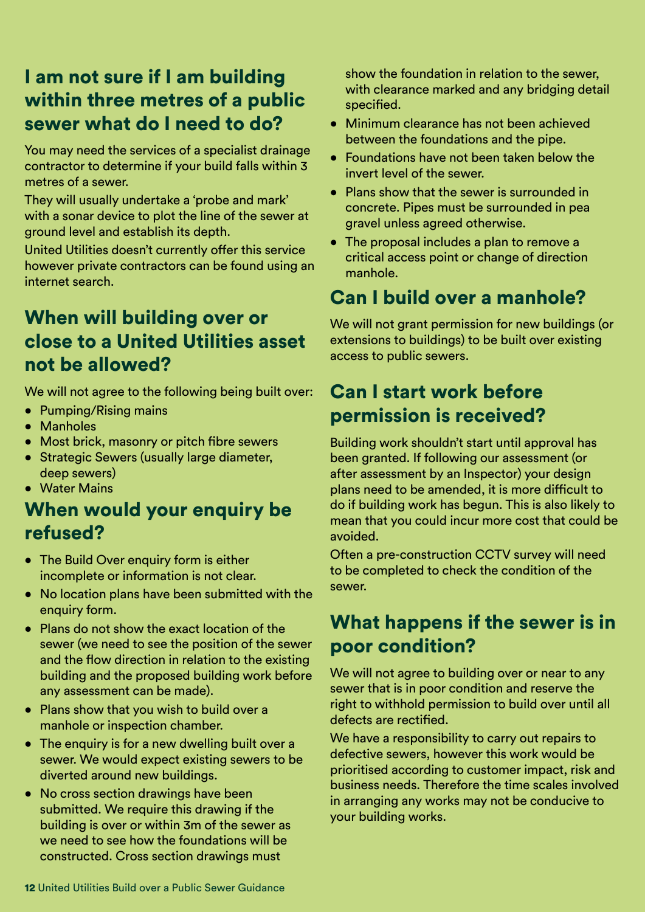## I am not sure if I am building within three metres of a public sewer what do I need to do?

You may need the services of a specialist drainage contractor to determine if your build falls within 3 metres of a sewer.

They will usually undertake a 'probe and mark' with a sonar device to plot the line of the sewer at ground level and establish its depth.

United Utilities doesn't currently offer this service however private contractors can be found using an internet search.

## When will building over or close to a United Utilities asset not be allowed?

We will not agree to the following being built over:

- Pumping/Rising mains
- Manholes
- Most brick, masonry or pitch fibre sewers
- Strategic Sewers (usually large diameter, deep sewers)
- Water Mains

## When would your enquiry be refused?

- The Build Over enquiry form is either incomplete or information is not clear.
- No location plans have been submitted with the enquiry form.
- Plans do not show the exact location of the sewer (we need to see the position of the sewer and the flow direction in relation to the existing building and the proposed building work before any assessment can be made).
- Plans show that you wish to build over a manhole or inspection chamber.
- The enquiry is for a new dwelling built over a sewer. We would expect existing sewers to be diverted around new buildings.
- No cross section drawings have been submitted. We require this drawing if the building is over or within 3m of the sewer as we need to see how the foundations will be constructed. Cross section drawings must show the foundation in relation to the sewer, with clearance marked and any bridging detail specified.
- Minimum clearance has not been achieved between the foundations and the pipe.
- Foundations have not been taken below the invert level of the sewer.
- Plans show that the sewer is surrounded in concrete. Pipes must be surrounded in pea gravel unless agreed otherwise.
- The proposal includes a plan to remove a critical access point or change of direction manhole.

## Can I build over a manhole?

We will not grant permission for new buildings (or extensions to buildings) to be built over existing access to public sewers.

## Can I start work before permission is received?

Building work shouldn't start until approval has been granted. If following our assessment (or after assessment by an Inspector) your design plans need to be amended, it is more difficult to do if building work has begun. This is also likely to mean that you could incur more cost that could be avoided.

Often a pre-construction CCTV survey will need to be completed to check the condition of the sewer.

## What happens if the sewer is in poor condition?

We will not agree to building over or near to any sewer that is in poor condition and reserve the right to withhold permission to build over until all defects are rectified.

We have a responsibility to carry out repairs to defective sewers, however this work would be prioritised according to customer impact, risk and business needs. Therefore the time scales involved in arranging any works may not be conducive to your building works.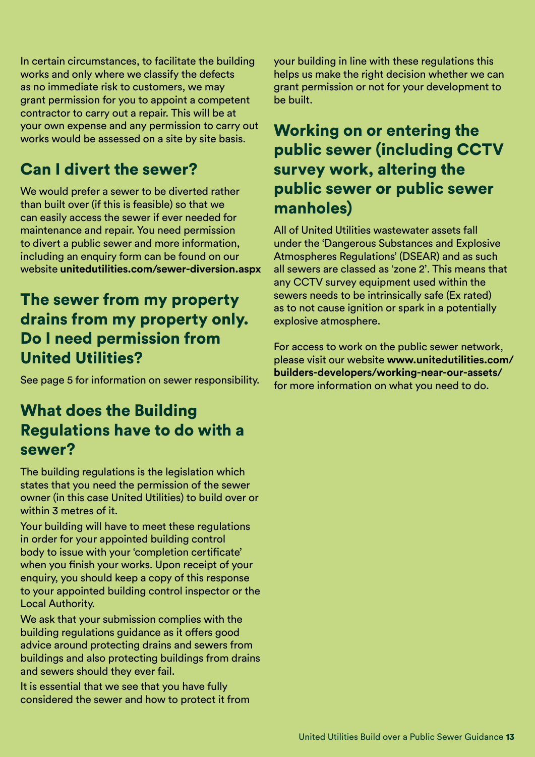In certain circumstances, to facilitate the building works and only where we classify the defects as no immediate risk to customers, we may grant permission for you to appoint a competent contractor to carry out a repair. This will be at your own expense and any permission to carry out works would be assessed on a site by site basis.

## Can I divert the sewer?

We would prefer a sewer to be diverted rather than built over (if this is feasible) so that we can easily access the sewer if ever needed for maintenance and repair. You need permission to divert a public sewer and more information, including an enquiry form can be found on our website **unitedutilities.com/sewer-diversion.aspx**

## The sewer from my property drains from my property only. Do I need permission from United Utilities?

See page 5 for information on sewer responsibility.

## What does the Building Regulations have to do with a sewer?

The building regulations is the legislation which states that you need the permission of the sewer owner (in this case United Utilities) to build over or within 3 metres of it.

Your building will have to meet these regulations in order for your appointed building control body to issue with your 'completion certificate' when you finish your works. Upon receipt of your enquiry, you should keep a copy of this response to your appointed building control inspector or the Local Authority.

We ask that your submission complies with the building regulations guidance as it offers good advice around protecting drains and sewers from buildings and also protecting buildings from drains and sewers should they ever fail.

It is essential that we see that you have fully considered the sewer and how to protect it from your building in line with these regulations this helps us make the right decision whether we can grant permission or not for your development to be built.

## Working on or entering the public sewer (including CCTV survey work, altering the public sewer or public sewer manholes)

All of United Utilities wastewater assets fall under the 'Dangerous Substances and Explosive Atmospheres Regulations' (DSEAR) and as such all sewers are classed as 'zone 2'. This means that any CCTV survey equipment used within the sewers needs to be intrinsically safe (Ex rated) as to not cause ignition or spark in a potentially explosive atmosphere.

For access to work on the public sewer network, please visit our website **www.unitedutilities.com/builders-developers/working-near-our-assets/** for more information on what you need to do.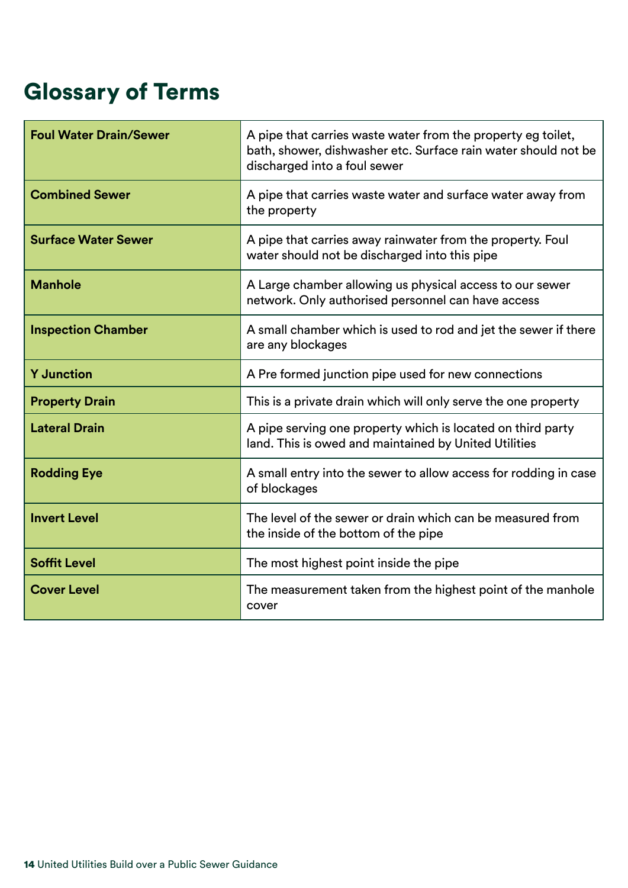# Glossary of Terms

| | |
|---|---|
| **Foul Water Drain/Sewer** | A pipe that carries waste water from the property eg toilet, bath, shower, dishwasher etc. Surface rain water should not be discharged into a foul sewer |
| **Combined Sewer** | A pipe that carries waste water and surface water away from the property |
| **Surface Water Sewer** | A pipe that carries away rainwater from the property. Foul water should not be discharged into this pipe |
| **Manhole** | A Large chamber allowing us physical access to our sewer network. Only authorised personnel can have access |
| **Inspection Chamber** | A small chamber which is used to rod and jet the sewer if there are any blockages |
| **Y Junction** | A Pre formed junction pipe used for new connections |
| **Property Drain** | This is a private drain which will only serve the one property |
| **Lateral Drain** | A pipe serving one property which is located on third party land. This is owed and maintained by United Utilities |
| **Rodding Eye** | A small entry into the sewer to allow access for rodding in case of blockages |
| **Invert Level** | The level of the sewer or drain which can be measured from the inside of the bottom of the pipe |
| **Soffit Level** | The most highest point inside the pipe |
| **Cover Level** | The measurement taken from the highest point of the manhole cover |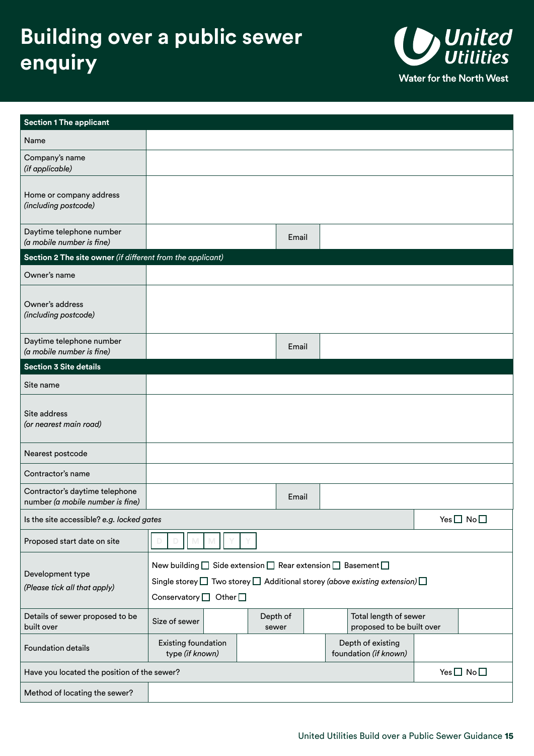# Building over a public sewer enquiry

United Utilities
Water for the North West

| **Section 1 The applicant** | | | |
|---|---|---|---|
| Name | | | |
| Company's name *(if applicable)* | | | |
| Home or company address *(including postcode)* | | | |
| Daytime telephone number *(a mobile number is fine)* | | Email | |
| **Section 2 The site owner** *(if different from the applicant)* | | | |
| Owner's name | | | |
| Owner's address *(including postcode)* | | | |
| Daytime telephone number *(a mobile number is fine)* | | Email | |
| **Section 3 Site details** | | | |
| Site name | | | |
| Site address *(or nearest main road)* | | | |
| Nearest postcode | | | |
| Contractor's name | | | |
| Contractor's daytime telephone number *(a mobile number is fine)* | | Email | |
| Is the site accessible? *e.g. locked gates* | | | Yes ☐ No ☐ |
| Proposed start date on site | D D M M Y Y | | |
| Development type *(Please tick all that apply)* | New building ☐ Side extension ☐ Rear extension ☐ Basement ☐ Single storey ☐ Two storey ☐ Additional storey *(above existing extension)* ☐ Conservatory ☐ Other ☐ | | |

| Details of sewer proposed to be built over | Size of sewer | | Depth of sewer | | Total length of sewer proposed to be built over | |
|---|---|---|---|---|---|---|
| Foundation details | Existing foundation type *(if known)* | | Depth of existing foundation *(if known)* | | | |
| Have you located the position of the sewer? | | | | | | Yes ☐ No ☐ |
| Method of locating the sewer? | | | | | | |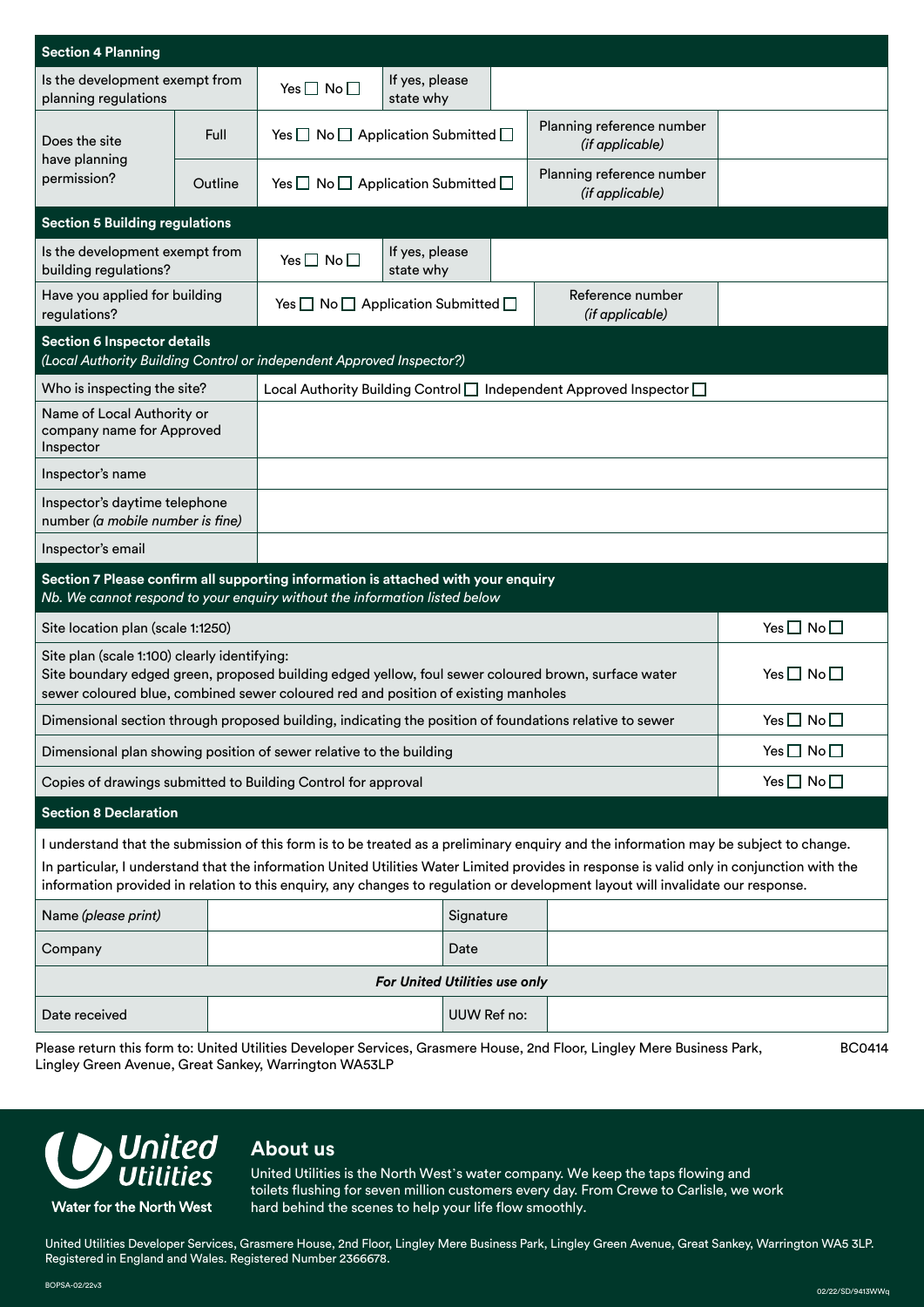## Section 4 Planning

| | | | | |
|---|---|---|---|---|
| Is the development exempt from planning regulations | | Yes ☐ No ☐ | If yes, please state why | |
| Does the site have planning permission? | Full | Yes ☐ No ☐ Application Submitted ☐ | Planning reference number *(if applicable)* | |
| | Outline | Yes ☐ No ☐ Application Submitted ☐ | Planning reference number *(if applicable)* | |

## Section 5 Building regulations

| | | | |
|---|---|---|---|
| Is the development exempt from building regulations? | Yes ☐ No ☐ | If yes, please state why | |
| Have you applied for building regulations? | Yes ☐ No ☐ Application Submitted ☐ | Reference number *(if applicable)* | |

## Section 6 Inspector details

*(Local Authority Building Control or independent Approved Inspector?)*

| | |
|---|---|
| Who is inspecting the site? | Local Authority Building Control ☐ Independent Approved Inspector ☐ |
| Name of Local Authority or company name for Approved Inspector | |
| Inspector's name | |
| Inspector's daytime telephone number *(a mobile number is fine)* | |
| Inspector's email | |

## Section 7 Please confirm all supporting information is attached with your enquiry

*Nb. We cannot respond to your enquiry without the information listed below*

| | |
|---|---|
| Site location plan (scale 1:1250) | Yes ☐ No ☐ |
| Site plan (scale 1:100) clearly identifying:<br>Site boundary edged green, proposed building edged yellow, foul sewer coloured brown, surface water sewer coloured blue, combined sewer coloured red and position of existing manholes | Yes ☐ No ☐ |
| Dimensional section through proposed building, indicating the position of foundations relative to sewer | Yes ☐ No ☐ |
| Dimensional plan showing position of sewer relative to the building | Yes ☐ No ☐ |
| Copies of drawings submitted to Building Control for approval | Yes ☐ No ☐ |

## Section 8 Declaration

I understand that the submission of this form is to be treated as a preliminary enquiry and the information may be subject to change.

In particular, I understand that the information United Utilities Water Limited provides in response is valid only in conjunction with the information provided in relation to this enquiry, any changes to regulation or development layout will invalidate our response.

| | | | |
|---|---|---|---|
| Name *(please print)* | | Signature | |
| Company | | Date | |
| ***For United Utilities use only*** | | | |
| Date received | | UUW Ref no: | |

Please return this form to: United Utilities Developer Services, Grasmere House, 2nd Floor, Lingley Mere Business Park, Lingley Green Avenue, Great Sankey, Warrington WA53LP

BC0414

United Utilities
Water for the North West

## About us

United Utilities is the North West's water company. We keep the taps flowing and toilets flushing for seven million customers every day. From Crewe to Carlisle, we work hard behind the scenes to help your life flow smoothly.

United Utilities Developer Services, Grasmere House, 2nd Floor, Lingley Mere Business Park, Lingley Green Avenue, Great Sankey, Warrington WA5 3LP. Registered in England and Wales. Registered Number 2366678.

BOPSA-02/22v3

02/22/SD/9413WWq